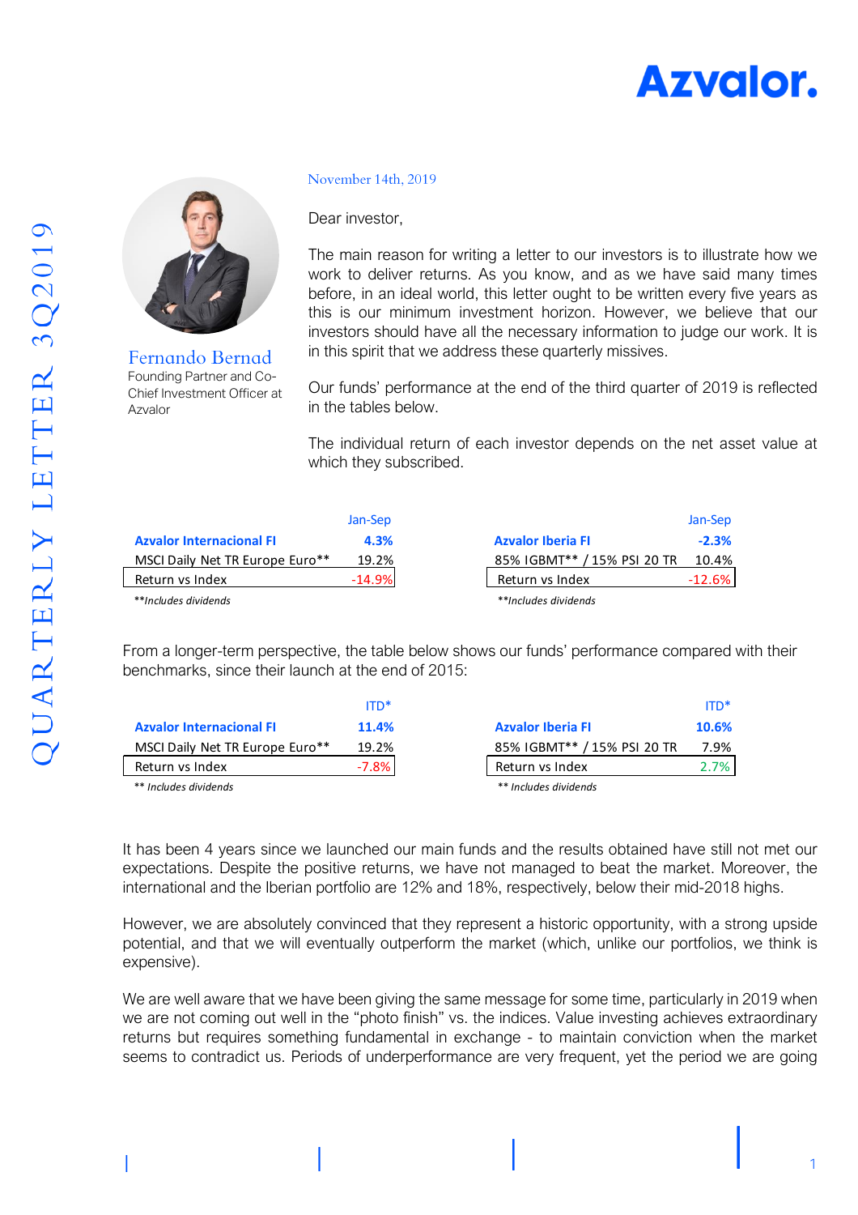Azvalor.

**Fernando Bernad**
Founding Partner and Co-Chief Investment Officer at Azvalor

November 14th, 2019

Dear investor,

The main reason for writing a letter to our investors is to illustrate how we work to deliver returns. As you know, and as we have said many times before, in an ideal world, this letter ought to be written every five years as this is our minimum investment horizon. However, we believe that our investors should have all the necessary information to judge our work. It is in this spirit that we address these quarterly missives.

Our funds' performance at the end of the third quarter of 2019 is reflected in the tables below.

The individual return of each investor depends on the net asset value at which they subscribed.

| | Jan-Sep |
|---|---|
| **Azvalor Internacional FI** | **4.3%** |
| MSCI Daily Net TR Europe Euro** | 19.2% |
| Return vs Index | -14.9% |

*\*\*Includes dividends*

| | Jan-Sep |
|---|---|
| **Azvalor Iberia FI** | **-2.3%** |
| 85% IGBMT** / 15% PSI 20 TR | 10.4% |
| Return vs Index | -12.6% |

*\*\*Includes dividends*

From a longer-term perspective, the table below shows our funds' performance compared with their benchmarks, since their launch at the end of 2015:

| | ITD* |
|---|---|
| **Azvalor Internacional FI** | **11.4%** |
| MSCI Daily Net TR Europe Euro** | 19.2% |
| Return vs Index | -7.8% |

*\*\* Includes dividends*

| | ITD* |
|---|---|
| **Azvalor Iberia FI** | **10.6%** |
| 85% IGBMT** / 15% PSI 20 TR | 7.9% |
| Return vs Index | 2.7% |

*\*\* Includes dividends*

It has been 4 years since we launched our main funds and the results obtained have still not met our expectations. Despite the positive returns, we have not managed to beat the market. Moreover, the international and the Iberian portfolio are 12% and 18%, respectively, below their mid-2018 highs.

However, we are absolutely convinced that they represent a historic opportunity, with a strong upside potential, and that we will eventually outperform the market (which, unlike our portfolios, we think is expensive).

We are well aware that we have been giving the same message for some time, particularly in 2019 when we are not coming out well in the "photo finish" vs. the indices. Value investing achieves extraordinary returns but requires something fundamental in exchange - to maintain conviction when the market seems to contradict us. Periods of underperformance are very frequent, yet the period we are going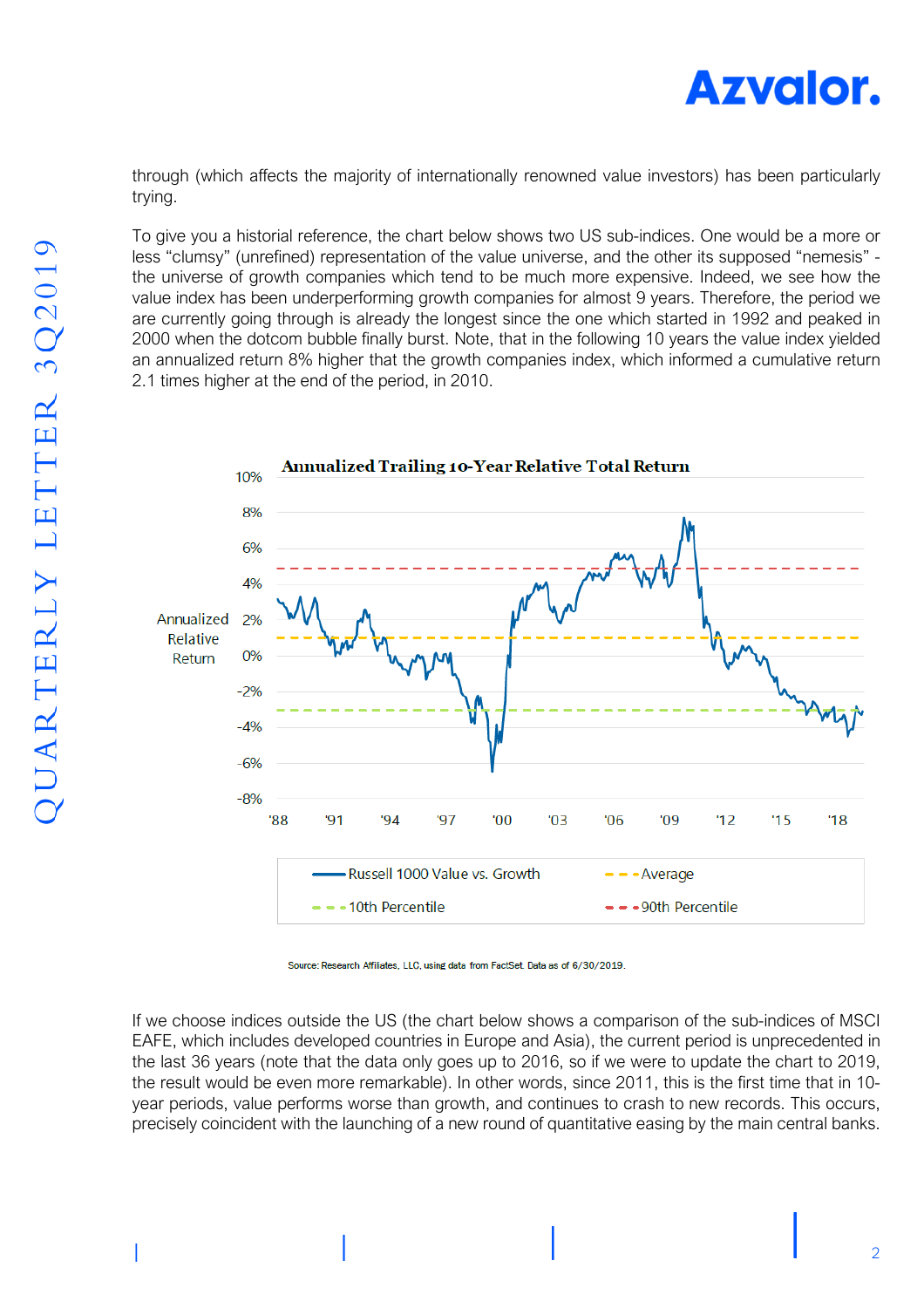through (which affects the majority of internationally renowned value investors) has been particularly trying.

To give you a historial reference, the chart below shows two US sub-indices. One would be a more or less "clumsy" (unrefined) representation of the value universe, and the other its supposed "nemesis" - the universe of growth companies which tend to be much more expensive. Indeed, we see how the value index has been underperforming growth companies for almost 9 years. Therefore, the period we are currently going through is already the longest since the one which started in 1992 and peaked in 2000 when the dotcom bubble finally burst. Note, that in the following 10 years the value index yielded an annualized return 8% higher that the growth companies index, which informed a cumulative return 2.1 times higher at the end of the period, in 2010.

**Annualized Trailing 10-Year Relative Total Return**

Legend: Russell 1000 Value vs. Growth; Average; 10th Percentile; 90th Percentile

Source: Research Affiliates, LLC, using data from FactSet. Data as of 6/30/2019.

If we choose indices outside the US (the chart below shows a comparison of the sub-indices of MSCI EAFE, which includes developed countries in Europe and Asia), the current period is unprecedented in the last 36 years (note that the data only goes up to 2016, so if we were to update the chart to 2019, the result would be even more remarkable). In other words, since 2011, this is the first time that in 10-year periods, value performs worse than growth, and continues to crash to new records. This occurs, precisely coincident with the launching of a new round of quantitative easing by the main central banks.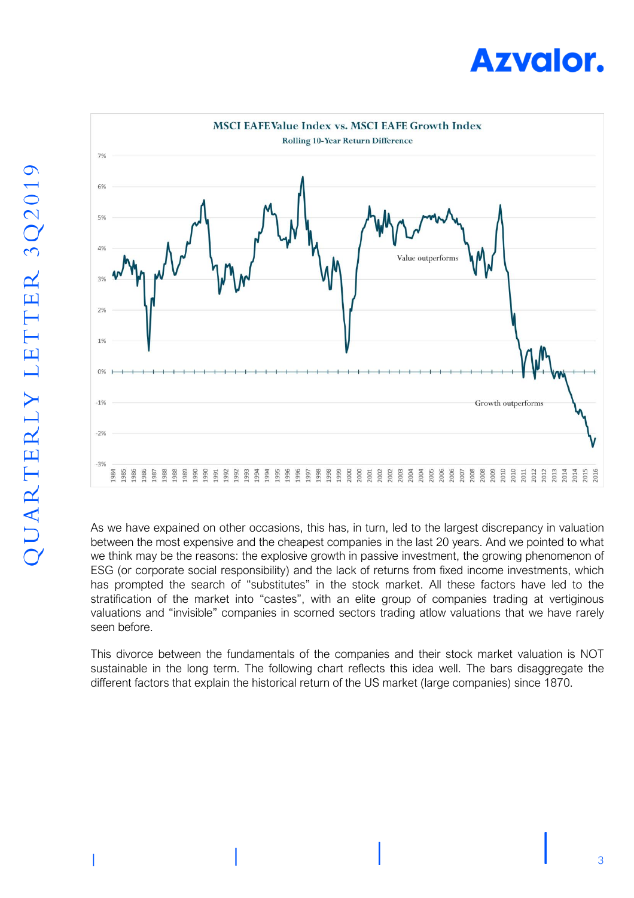**MSCI EAFE Value Index vs. MSCI EAFE Growth Index**

**Rolling 10-Year Return Difference**

As we have expained on other occasions, this has, in turn, led to the largest discrepancy in valuation between the most expensive and the cheapest companies in the last 20 years. And we pointed to what we think may be the reasons: the explosive growth in passive investment, the growing phenomenon of ESG (or corporate social responsibility) and the lack of returns from fixed income investments, which has prompted the search of "substitutes" in the stock market. All these factors have led to the stratification of the market into "castes", with an elite group of companies trading at vertiginous valuations and "invisible" companies in scorned sectors trading atlow valuations that we have rarely seen before.

This divorce between the fundamentals of the companies and their stock market valuation is NOT sustainable in the long term. The following chart reflects this idea well. The bars disaggregate the different factors that explain the historical return of the US market (large companies) since 1870.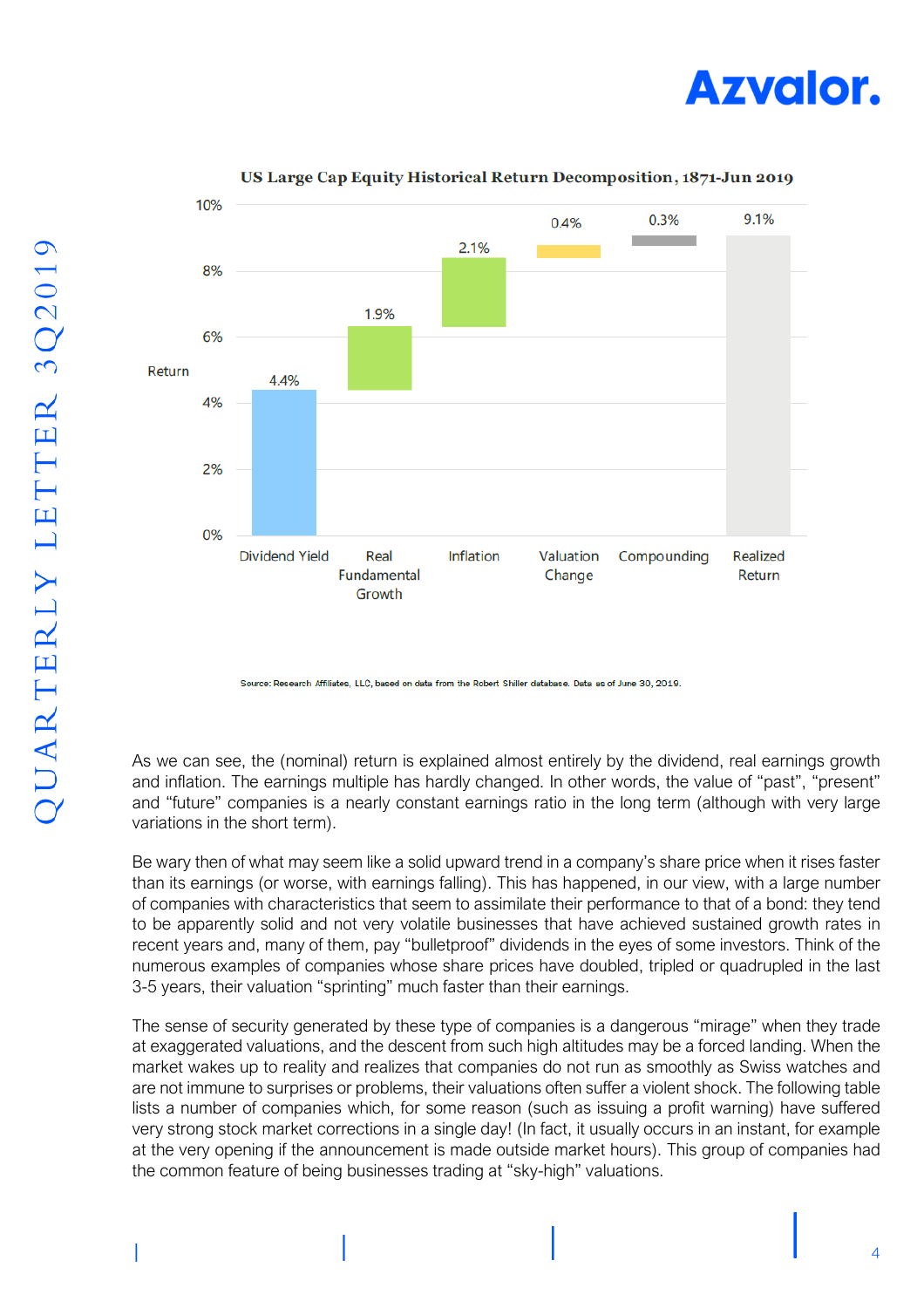**US Large Cap Equity Historical Return Decomposition, 1871-Jun 2019**

| Component | Return |
|---|---|
| Dividend Yield | 4.4% |
| Real Fundamental Growth | 1.9% |
| Inflation | 2.1% |
| Valuation Change | 0.4% |
| Compounding | 0.3% |
| Realized Return | 9.1% |

Source: Research Affiliates, LLC, based on data from the Robert Shiller database. Data as of June 30, 2019.

As we can see, the (nominal) return is explained almost entirely by the dividend, real earnings growth and inflation. The earnings multiple has hardly changed. In other words, the value of "past", "present" and "future" companies is a nearly constant earnings ratio in the long term (although with very large variations in the short term).

Be wary then of what may seem like a solid upward trend in a company's share price when it rises faster than its earnings (or worse, with earnings falling). This has happened, in our view, with a large number of companies with characteristics that seem to assimilate their performance to that of a bond: they tend to be apparently solid and not very volatile businesses that have achieved sustained growth rates in recent years and, many of them, pay "bulletproof" dividends in the eyes of some investors. Think of the numerous examples of companies whose share prices have doubled, tripled or quadrupled in the last 3-5 years, their valuation "sprinting" much faster than their earnings.

The sense of security generated by these type of companies is a dangerous "mirage" when they trade at exaggerated valuations, and the descent from such high altitudes may be a forced landing. When the market wakes up to reality and realizes that companies do not run as smoothly as Swiss watches and are not immune to surprises or problems, their valuations often suffer a violent shock. The following table lists a number of companies which, for some reason (such as issuing a profit warning) have suffered very strong stock market corrections in a single day! (In fact, it usually occurs in an instant, for example at the very opening if the announcement is made outside market hours). This group of companies had the common feature of being businesses trading at "sky-high" valuations.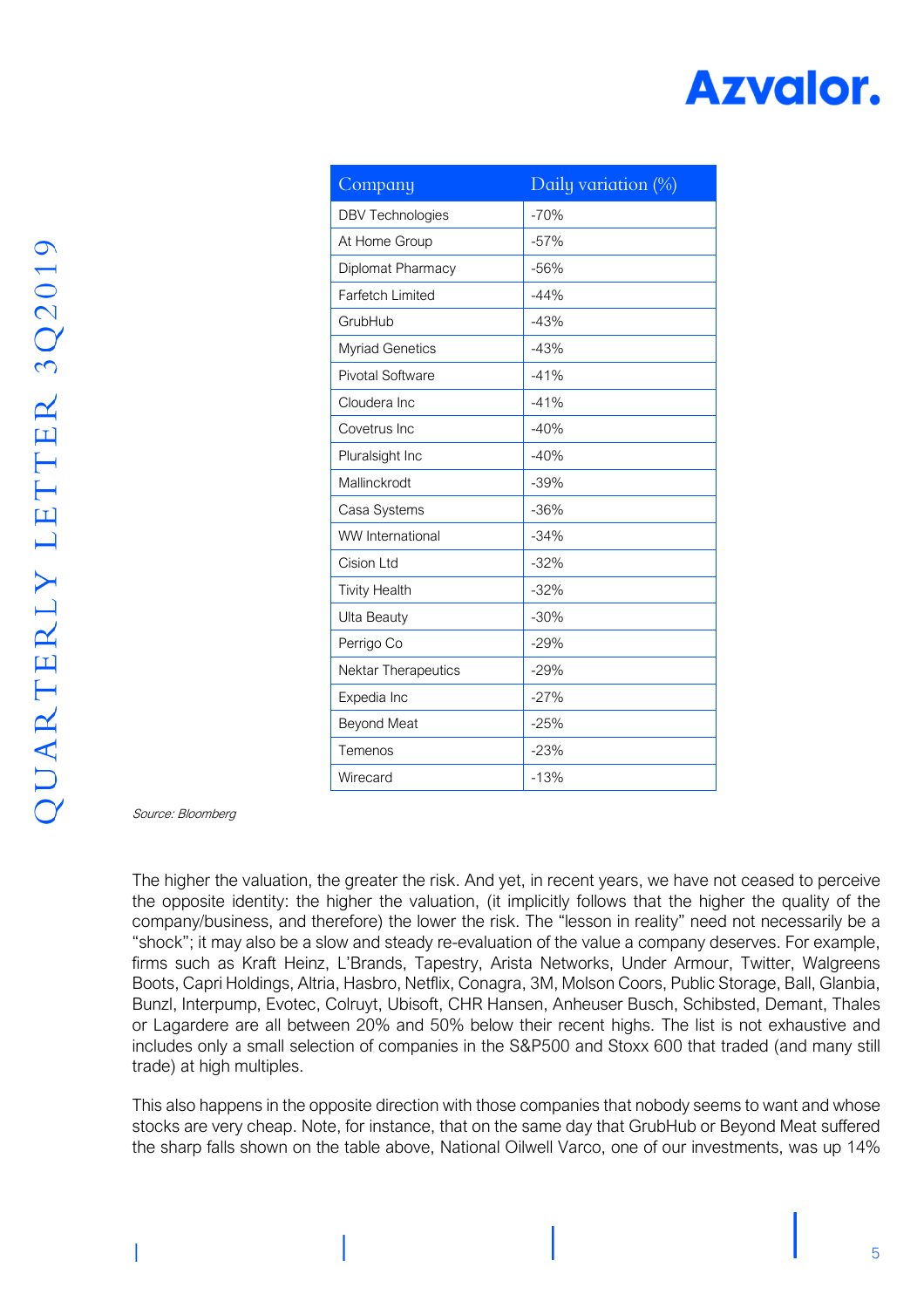| Company | Daily variation (%) |
|---|---|
| DBV Technologies | -70% |
| At Home Group | -57% |
| Diplomat Pharmacy | -56% |
| Farfetch Limited | -44% |
| GrubHub | -43% |
| Myriad Genetics | -43% |
| Pivotal Software | -41% |
| Cloudera Inc | -41% |
| Covetrus Inc | -40% |
| Pluralsight Inc | -40% |
| Mallinckrodt | -39% |
| Casa Systems | -36% |
| WW International | -34% |
| Cision Ltd | -32% |
| Tivity Health | -32% |
| Ulta Beauty | -30% |
| Perrigo Co | -29% |
| Nektar Therapeutics | -29% |
| Expedia Inc | -27% |
| Beyond Meat | -25% |
| Temenos | -23% |
| Wirecard | -13% |

*Source: Bloomberg*

The higher the valuation, the greater the risk. And yet, in recent years, we have not ceased to perceive the opposite identity: the higher the valuation, (it implicitly follows that the higher the quality of the company/business, and therefore) the lower the risk. The "lesson in reality" need not necessarily be a "shock"; it may also be a slow and steady re-evaluation of the value a company deserves. For example, firms such as Kraft Heinz, L'Brands, Tapestry, Arista Networks, Under Armour, Twitter, Walgreens Boots, Capri Holdings, Altria, Hasbro, Netflix, Conagra, 3M, Molson Coors, Public Storage, Ball, Glanbia, Bunzl, Interpump, Evotec, Colruyt, Ubisoft, CHR Hansen, Anheuser Busch, Schibsted, Demant, Thales or Lagardere are all between 20% and 50% below their recent highs. The list is not exhaustive and includes only a small selection of companies in the S&P500 and Stoxx 600 that traded (and many still trade) at high multiples.

This also happens in the opposite direction with those companies that nobody seems to want and whose stocks are very cheap. Note, for instance, that on the same day that GrubHub or Beyond Meat suffered the sharp falls shown on the table above, National Oilwell Varco, one of our investments, was up 14%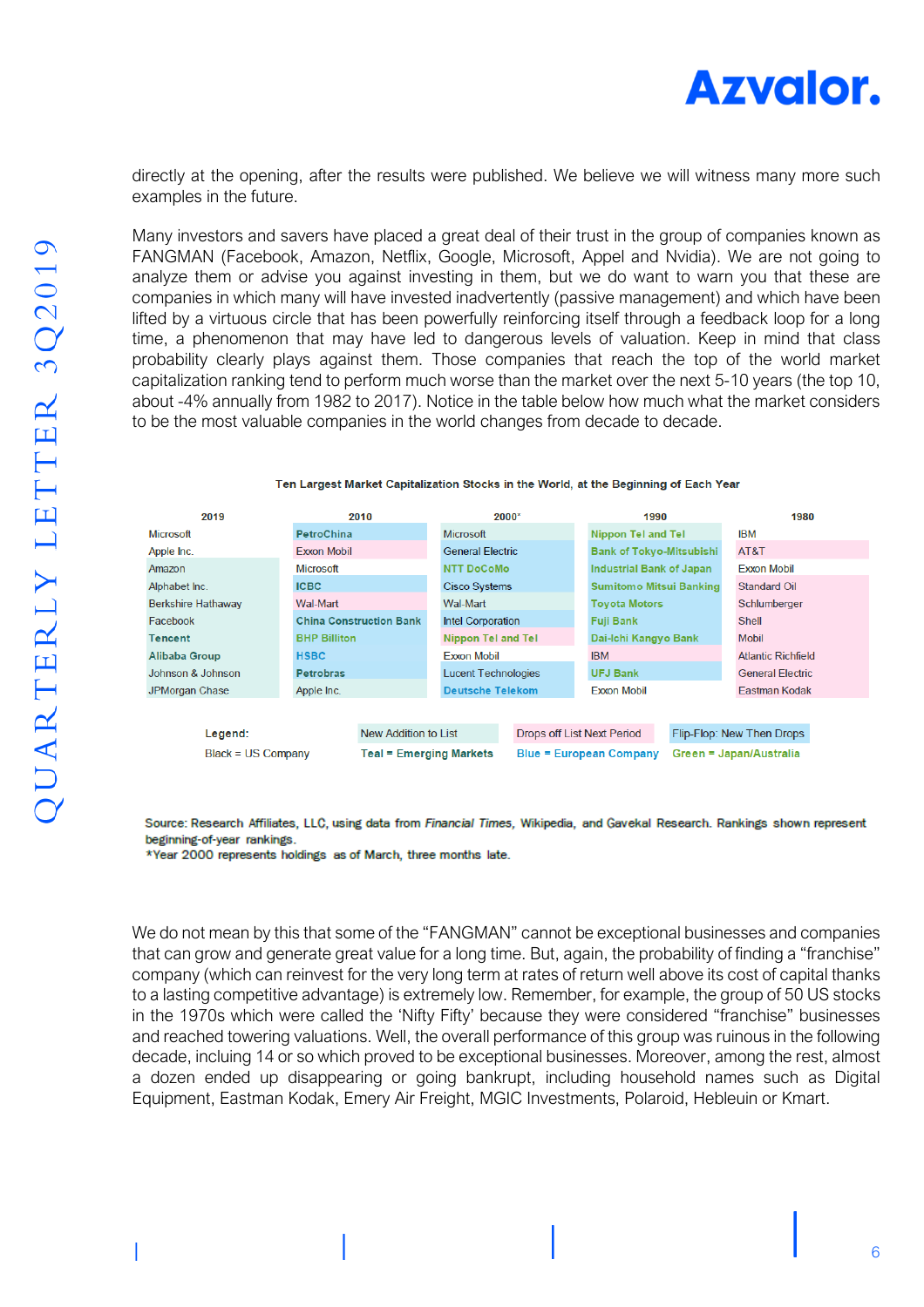directly at the opening, after the results were published. We believe we will witness many more such examples in the future.

Many investors and savers have placed a great deal of their trust in the group of companies known as FANGMAN (Facebook, Amazon, Netflix, Google, Microsoft, Appel and Nvidia). We are not going to analyze them or advise you against investing in them, but we do want to warn you that these are companies in which many will have invested inadvertently (passive management) and which have been lifted by a virtuous circle that has been powerfully reinforcing itself through a feedback loop for a long time, a phenomenon that may have led to dangerous levels of valuation. Keep in mind that class probability clearly plays against them. Those companies that reach the top of the world market capitalization ranking tend to perform much worse than the market over the next 5-10 years (the top 10, about -4% annually from 1982 to 2017). Notice in the table below how much what the market considers to be the most valuable companies in the world changes from decade to decade.

**Ten Largest Market Capitalization Stocks in the World, at the Beginning of Each Year**

| 2019 | 2010 | 2000* | 1990 | 1980 |
|---|---|---|---|---|
| Microsoft | PetroChina | Microsoft | Nippon Tel and Tel | IBM |
| Apple Inc. | Exxon Mobil | General Electric | Bank of Tokyo-Mitsubishi | AT&T |
| Amazon | Microsoft | NTT DoCoMo | Industrial Bank of Japan | Exxon Mobil |
| Alphabet Inc. | ICBC | Cisco Systems | Sumitomo Mitsui Banking | Standard Oil |
| Berkshire Hathaway | Wal-Mart | Wal-Mart | Toyota Motors | Schlumberger |
| Facebook | China Construction Bank | Intel Corporation | Fuji Bank | Shell |
| Tencent | BHP Billiton | Nippon Tel and Tel | Dai-Ichi Kangyo Bank | Mobil |
| Alibaba Group | HSBC | Exxon Mobil | IBM | Atlantic Richfield |
| Johnson & Johnson | Petrobras | Lucent Technologies | UFJ Bank | General Electric |
| JPMorgan Chase | Apple Inc. | Deutsche Telekom | Exxon Mobil | Eastman Kodak |

Legend: New Addition to List; Drops off List Next Period; Flip-Flop: New Then Drops
Black = US Company; Teal = Emerging Markets; Blue = European Company; Green = Japan/Australia

Source: Research Affiliates, LLC, using data from *Financial Times*, Wikipedia, and Gavekal Research. Rankings shown represent beginning-of-year rankings.
*Year 2000 represents holdings as of March, three months late.

We do not mean by this that some of the "FANGMAN" cannot be exceptional businesses and companies that can grow and generate great value for a long time. But, again, the probability of finding a "franchise" company (which can reinvest for the very long term at rates of return well above its cost of capital thanks to a lasting competitive advantage) is extremely low. Remember, for example, the group of 50 US stocks in the 1970s which were called the 'Nifty Fifty' because they were considered "franchise" businesses and reached towering valuations. Well, the overall performance of this group was ruinous in the following decade, including 14 or so which proved to be exceptional businesses. Moreover, among the rest, almost a dozen ended up disappearing or going bankrupt, including household names such as Digital Equipment, Eastman Kodak, Emery Air Freight, MGIC Investments, Polaroid, Hebleuin or Kmart.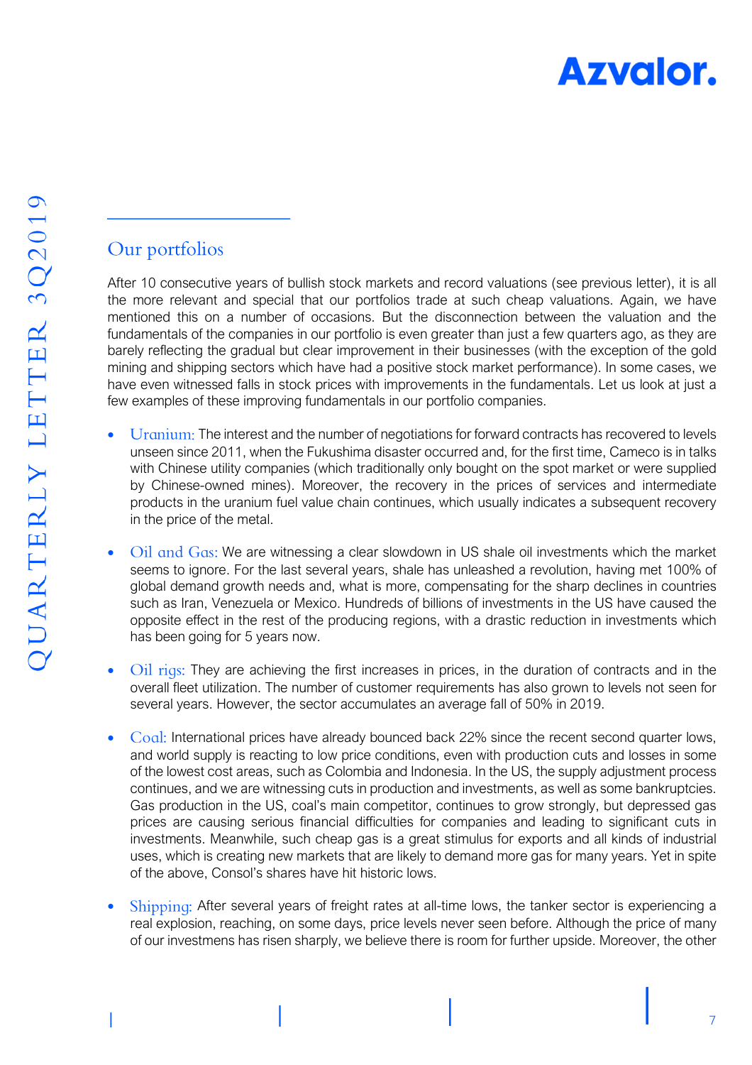## Our portfolios

After 10 consecutive years of bullish stock markets and record valuations (see previous letter), it is all the more relevant and special that our portfolios trade at such cheap valuations. Again, we have mentioned this on a number of occasions. But the disconnection between the valuation and the fundamentals of the companies in our portfolio is even greater than just a few quarters ago, as they are barely reflecting the gradual but clear improvement in their businesses (with the exception of the gold mining and shipping sectors which have had a positive stock market performance). In some cases, we have even witnessed falls in stock prices with improvements in the fundamentals. Let us look at just a few examples of these improving fundamentals in our portfolio companies.

- Uranium: The interest and the number of negotiations for forward contracts has recovered to levels unseen since 2011, when the Fukushima disaster occurred and, for the first time, Cameco is in talks with Chinese utility companies (which traditionally only bought on the spot market or were supplied by Chinese-owned mines). Moreover, the recovery in the prices of services and intermediate products in the uranium fuel value chain continues, which usually indicates a subsequent recovery in the price of the metal.

- Oil and Gas: We are witnessing a clear slowdown in US shale oil investments which the market seems to ignore. For the last several years, shale has unleashed a revolution, having met 100% of global demand growth needs and, what is more, compensating for the sharp declines in countries such as Iran, Venezuela or Mexico. Hundreds of billions of investments in the US have caused the opposite effect in the rest of the producing regions, with a drastic reduction in investments which has been going for 5 years now.

- Oil rigs: They are achieving the first increases in prices, in the duration of contracts and in the overall fleet utilization. The number of customer requirements has also grown to levels not seen for several years. However, the sector accumulates an average fall of 50% in 2019.

- Coal: International prices have already bounced back 22% since the recent second quarter lows, and world supply is reacting to low price conditions, even with production cuts and losses in some of the lowest cost areas, such as Colombia and Indonesia. In the US, the supply adjustment process continues, and we are witnessing cuts in production and investments, as well as some bankruptcies. Gas production in the US, coal's main competitor, continues to grow strongly, but depressed gas prices are causing serious financial difficulties for companies and leading to significant cuts in investments. Meanwhile, such cheap gas is a great stimulus for exports and all kinds of industrial uses, which is creating new markets that are likely to demand more gas for many years. Yet in spite of the above, Consol's shares have hit historic lows.

- Shipping: After several years of freight rates at all-time lows, the tanker sector is experiencing a real explosion, reaching, on some days, price levels never seen before. Although the price of many of our investmens has risen sharply, we believe there is room for further upside. Moreover, the other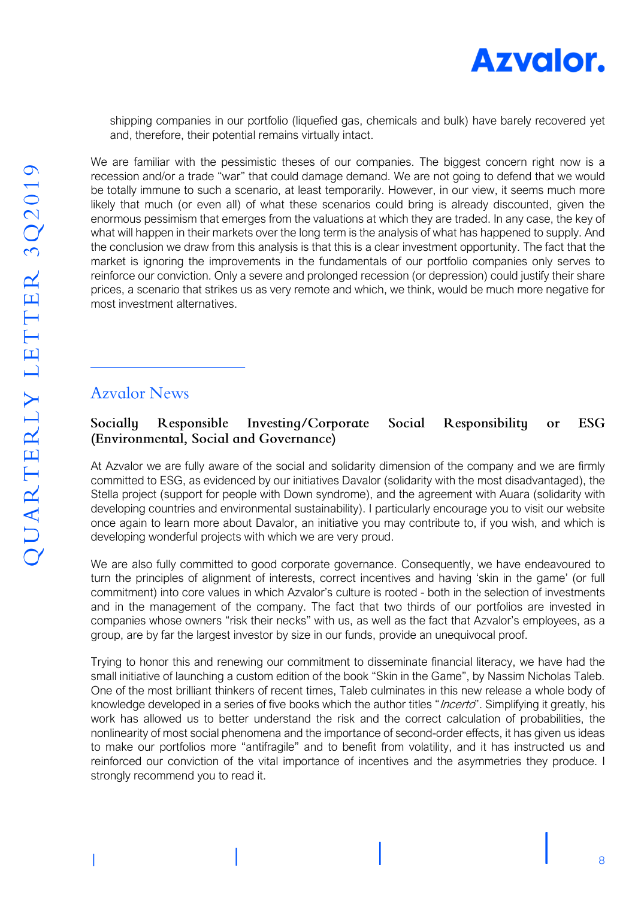shipping companies in our portfolio (liquefied gas, chemicals and bulk) have barely recovered yet and, therefore, their potential remains virtually intact.

We are familiar with the pessimistic theses of our companies. The biggest concern right now is a recession and/or a trade "war" that could damage demand. We are not going to defend that we would be totally immune to such a scenario, at least temporarily. However, in our view, it seems much more likely that much (or even all) of what these scenarios could bring is already discounted, given the enormous pessimism that emerges from the valuations at which they are traded. In any case, the key of what will happen in their markets over the long term is the analysis of what has happened to supply. And the conclusion we draw from this analysis is that this is a clear investment opportunity. The fact that the market is ignoring the improvements in the fundamentals of our portfolio companies only serves to reinforce our conviction. Only a severe and prolonged recession (or depression) could justify their share prices, a scenario that strikes us as very remote and which, we think, would be much more negative for most investment alternatives.

## Azvalor News

### Socially Responsible Investing/Corporate Social Responsibility or ESG (Environmental, Social and Governance)

At Azvalor we are fully aware of the social and solidarity dimension of the company and we are firmly committed to ESG, as evidenced by our initiatives Davalor (solidarity with the most disadvantaged), the Stella project (support for people with Down syndrome), and the agreement with Auara (solidarity with developing countries and environmental sustainability). I particularly encourage you to visit our website once again to learn more about Davalor, an initiative you may contribute to, if you wish, and which is developing wonderful projects with which we are very proud.

We are also fully committed to good corporate governance. Consequently, we have endeavoured to turn the principles of alignment of interests, correct incentives and having 'skin in the game' (or full commitment) into core values in which Azvalor's culture is rooted - both in the selection of investments and in the management of the company. The fact that two thirds of our portfolios are invested in companies whose owners "risk their necks" with us, as well as the fact that Azvalor's employees, as a group, are by far the largest investor by size in our funds, provide an unequivocal proof.

Trying to honor this and renewing our commitment to disseminate financial literacy, we have had the small initiative of launching a custom edition of the book "Skin in the Game", by Nassim Nicholas Taleb. One of the most brilliant thinkers of recent times, Taleb culminates in this new release a whole body of knowledge developed in a series of five books which the author titles "*Incerto*". Simplifying it greatly, his work has allowed us to better understand the risk and the correct calculation of probabilities, the nonlinearity of most social phenomena and the importance of second-order effects, it has given us ideas to make our portfolios more "antifragile" and to benefit from volatility, and it has instructed us and reinforced our conviction of the vital importance of incentives and the asymmetries they produce. I strongly recommend you to read it.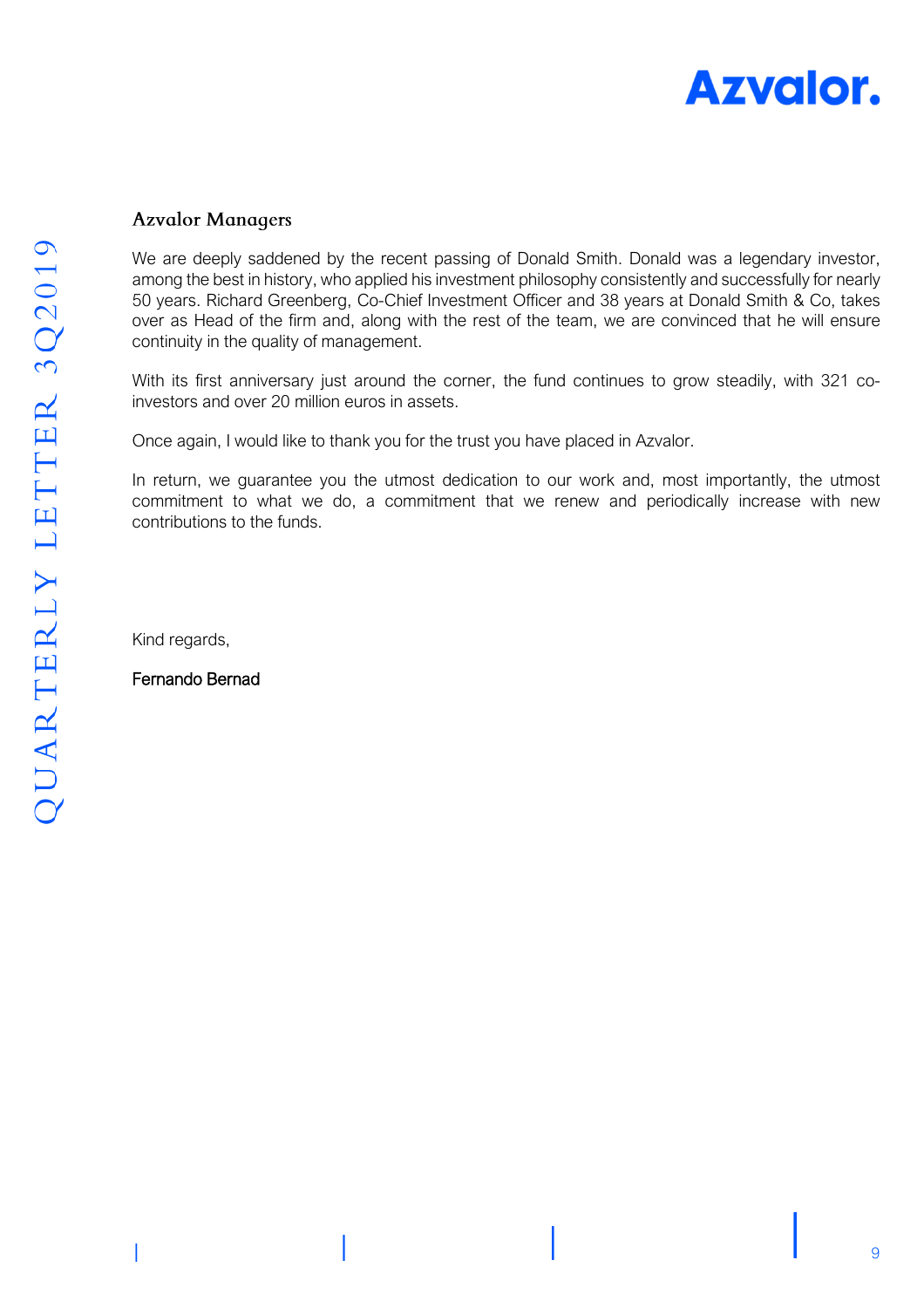### Azvalor Managers

We are deeply saddened by the recent passing of Donald Smith. Donald was a legendary investor, among the best in history, who applied his investment philosophy consistently and successfully for nearly 50 years. Richard Greenberg, Co-Chief Investment Officer and 38 years at Donald Smith & Co, takes over as Head of the firm and, along with the rest of the team, we are convinced that he will ensure continuity in the quality of management.

With its first anniversary just around the corner, the fund continues to grow steadily, with 321 co-investors and over 20 million euros in assets.

Once again, I would like to thank you for the trust you have placed in Azvalor.

In return, we guarantee you the utmost dedication to our work and, most importantly, the utmost commitment to what we do, a commitment that we renew and periodically increase with new contributions to the funds.

Kind regards,

Fernando Bernad